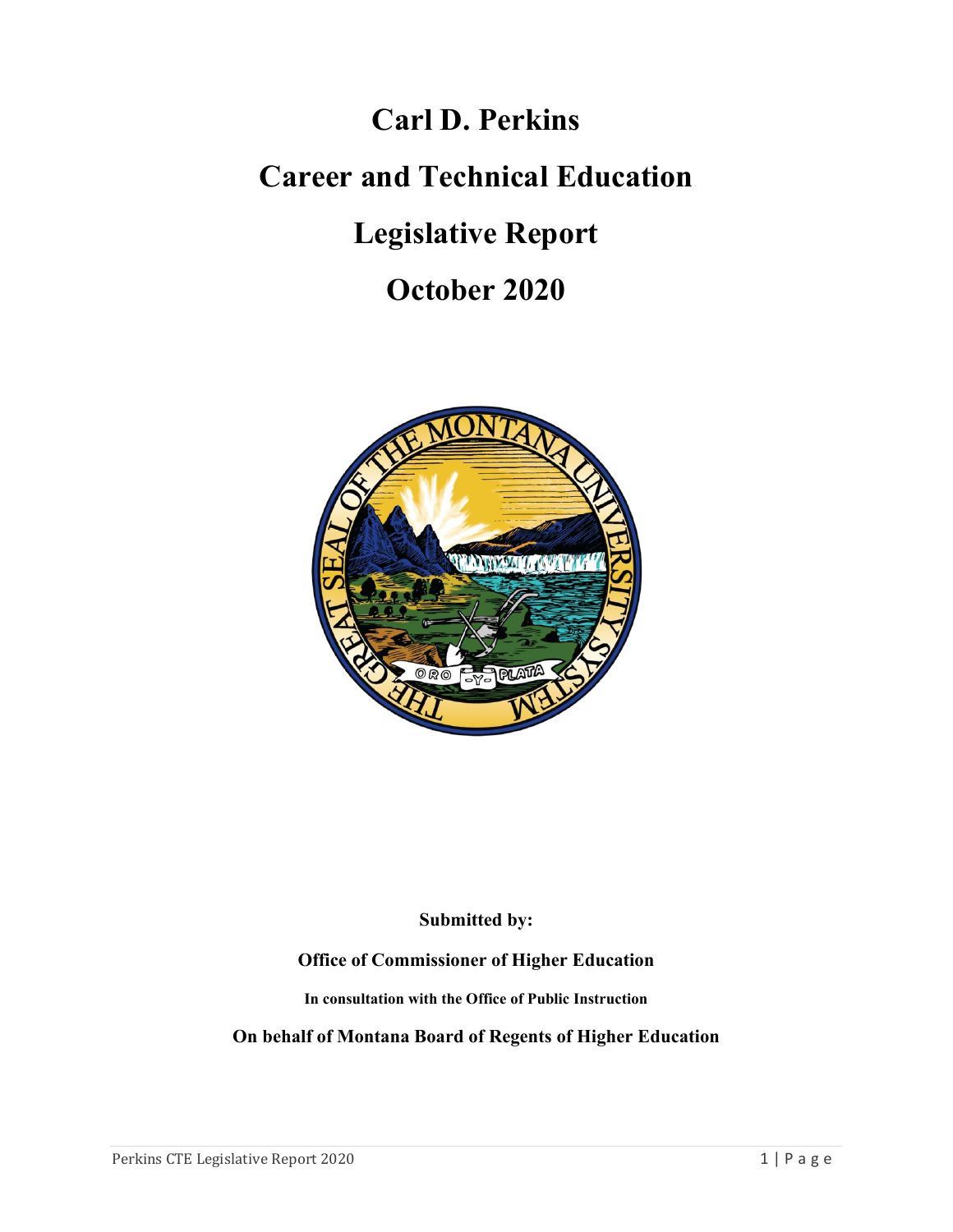# Carl D. Perkins

# Career and Technical Education

# Legislative Report

# October 2020

**Submitted by:**

**Office of Commissioner of Higher Education**

**In consultation with the Office of Public Instruction**

**On behalf of Montana Board of Regents of Higher Education**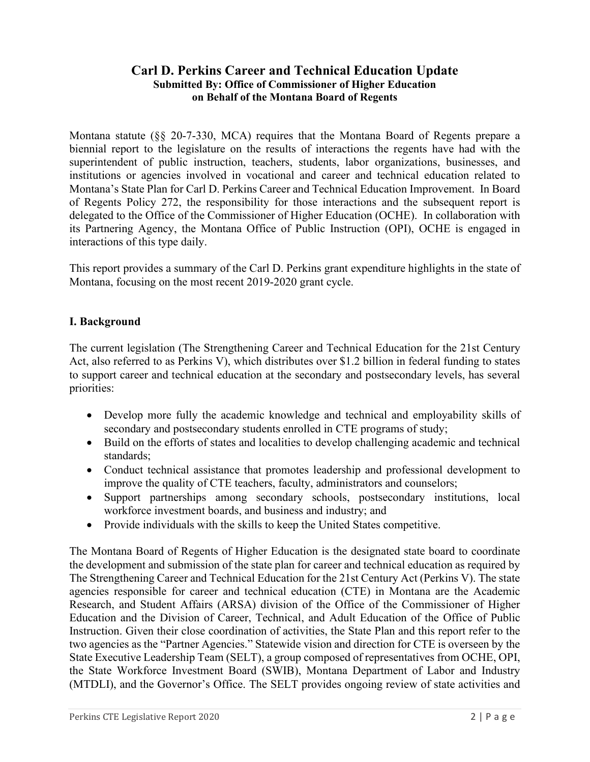## Carl D. Perkins Career and Technical Education Update

**Submitted By: Office of Commissioner of Higher Education on Behalf of the Montana Board of Regents**

Montana statute (§§ 20-7-330, MCA) requires that the Montana Board of Regents prepare a biennial report to the legislature on the results of interactions the regents have had with the superintendent of public instruction, teachers, students, labor organizations, businesses, and institutions or agencies involved in vocational and career and technical education related to Montana's State Plan for Carl D. Perkins Career and Technical Education Improvement. In Board of Regents Policy 272, the responsibility for those interactions and the subsequent report is delegated to the Office of the Commissioner of Higher Education (OCHE). In collaboration with its Partnering Agency, the Montana Office of Public Instruction (OPI), OCHE is engaged in interactions of this type daily.

This report provides a summary of the Carl D. Perkins grant expenditure highlights in the state of Montana, focusing on the most recent 2019-2020 grant cycle.

### I. Background

The current legislation (The Strengthening Career and Technical Education for the 21st Century Act, also referred to as Perkins V), which distributes over $1.2 billion in federal funding to states to support career and technical education at the secondary and postsecondary levels, has several priorities:

- Develop more fully the academic knowledge and technical and employability skills of secondary and postsecondary students enrolled in CTE programs of study;
- Build on the efforts of states and localities to develop challenging academic and technical standards;
- Conduct technical assistance that promotes leadership and professional development to improve the quality of CTE teachers, faculty, administrators and counselors;
- Support partnerships among secondary schools, postsecondary institutions, local workforce investment boards, and business and industry; and
- Provide individuals with the skills to keep the United States competitive.

The Montana Board of Regents of Higher Education is the designated state board to coordinate the development and submission of the state plan for career and technical education as required by The Strengthening Career and Technical Education for the 21st Century Act (Perkins V). The state agencies responsible for career and technical education (CTE) in Montana are the Academic Research, and Student Affairs (ARSA) division of the Office of the Commissioner of Higher Education and the Division of Career, Technical, and Adult Education of the Office of Public Instruction. Given their close coordination of activities, the State Plan and this report refer to the two agencies as the "Partner Agencies." Statewide vision and direction for CTE is overseen by the State Executive Leadership Team (SELT), a group composed of representatives from OCHE, OPI, the State Workforce Investment Board (SWIB), Montana Department of Labor and Industry (MTDLI), and the Governor's Office. The SELT provides ongoing review of state activities and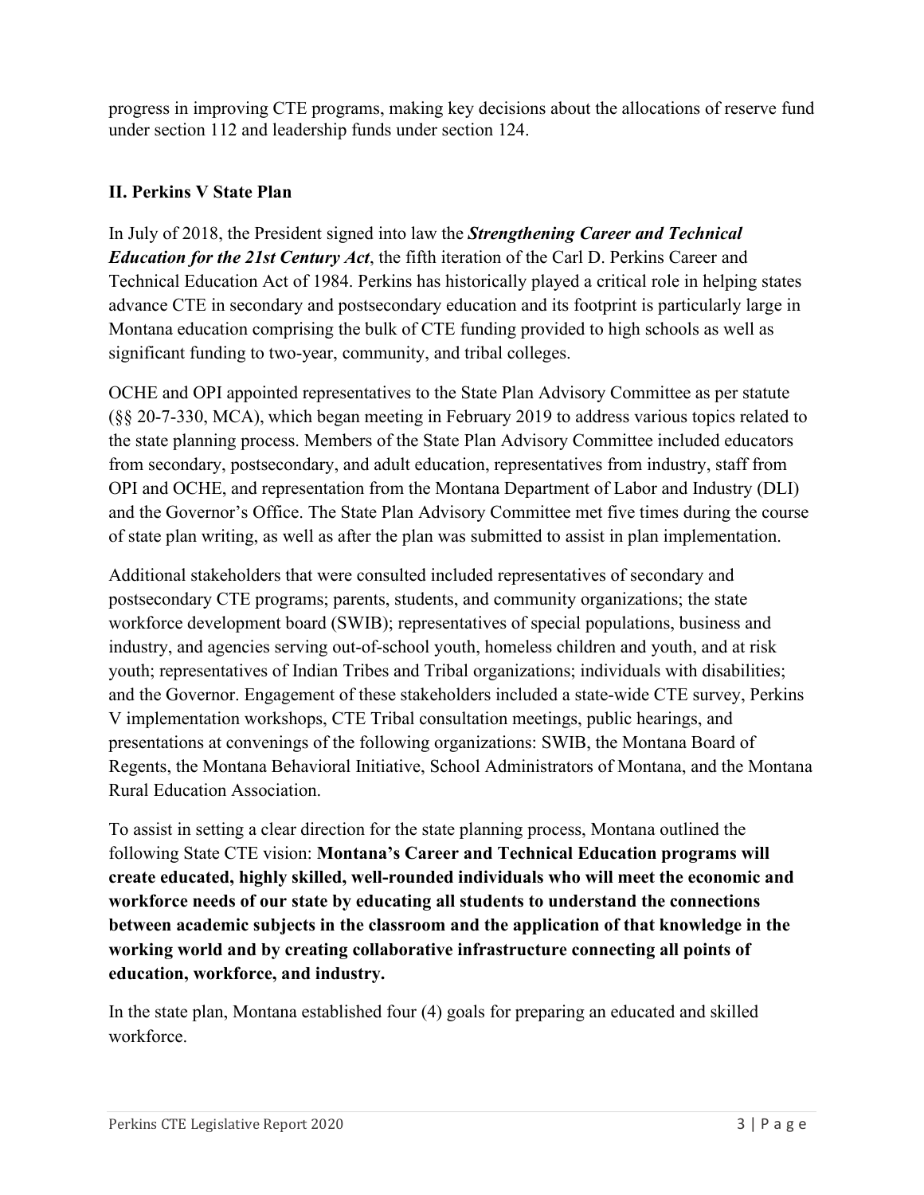progress in improving CTE programs, making key decisions about the allocations of reserve fund under section 112 and leadership funds under section 124.

## II. Perkins V State Plan

In July of 2018, the President signed into law the ***Strengthening Career and Technical Education for the 21st Century Act***, the fifth iteration of the Carl D. Perkins Career and Technical Education Act of 1984. Perkins has historically played a critical role in helping states advance CTE in secondary and postsecondary education and its footprint is particularly large in Montana education comprising the bulk of CTE funding provided to high schools as well as significant funding to two-year, community, and tribal colleges.

OCHE and OPI appointed representatives to the State Plan Advisory Committee as per statute (§§ 20-7-330, MCA), which began meeting in February 2019 to address various topics related to the state planning process. Members of the State Plan Advisory Committee included educators from secondary, postsecondary, and adult education, representatives from industry, staff from OPI and OCHE, and representation from the Montana Department of Labor and Industry (DLI) and the Governor's Office. The State Plan Advisory Committee met five times during the course of state plan writing, as well as after the plan was submitted to assist in plan implementation.

Additional stakeholders that were consulted included representatives of secondary and postsecondary CTE programs; parents, students, and community organizations; the state workforce development board (SWIB); representatives of special populations, business and industry, and agencies serving out-of-school youth, homeless children and youth, and at risk youth; representatives of Indian Tribes and Tribal organizations; individuals with disabilities; and the Governor. Engagement of these stakeholders included a state-wide CTE survey, Perkins V implementation workshops, CTE Tribal consultation meetings, public hearings, and presentations at convenings of the following organizations: SWIB, the Montana Board of Regents, the Montana Behavioral Initiative, School Administrators of Montana, and the Montana Rural Education Association.

To assist in setting a clear direction for the state planning process, Montana outlined the following State CTE vision: **Montana's Career and Technical Education programs will create educated, highly skilled, well-rounded individuals who will meet the economic and workforce needs of our state by educating all students to understand the connections between academic subjects in the classroom and the application of that knowledge in the working world and by creating collaborative infrastructure connecting all points of education, workforce, and industry.**

In the state plan, Montana established four (4) goals for preparing an educated and skilled workforce.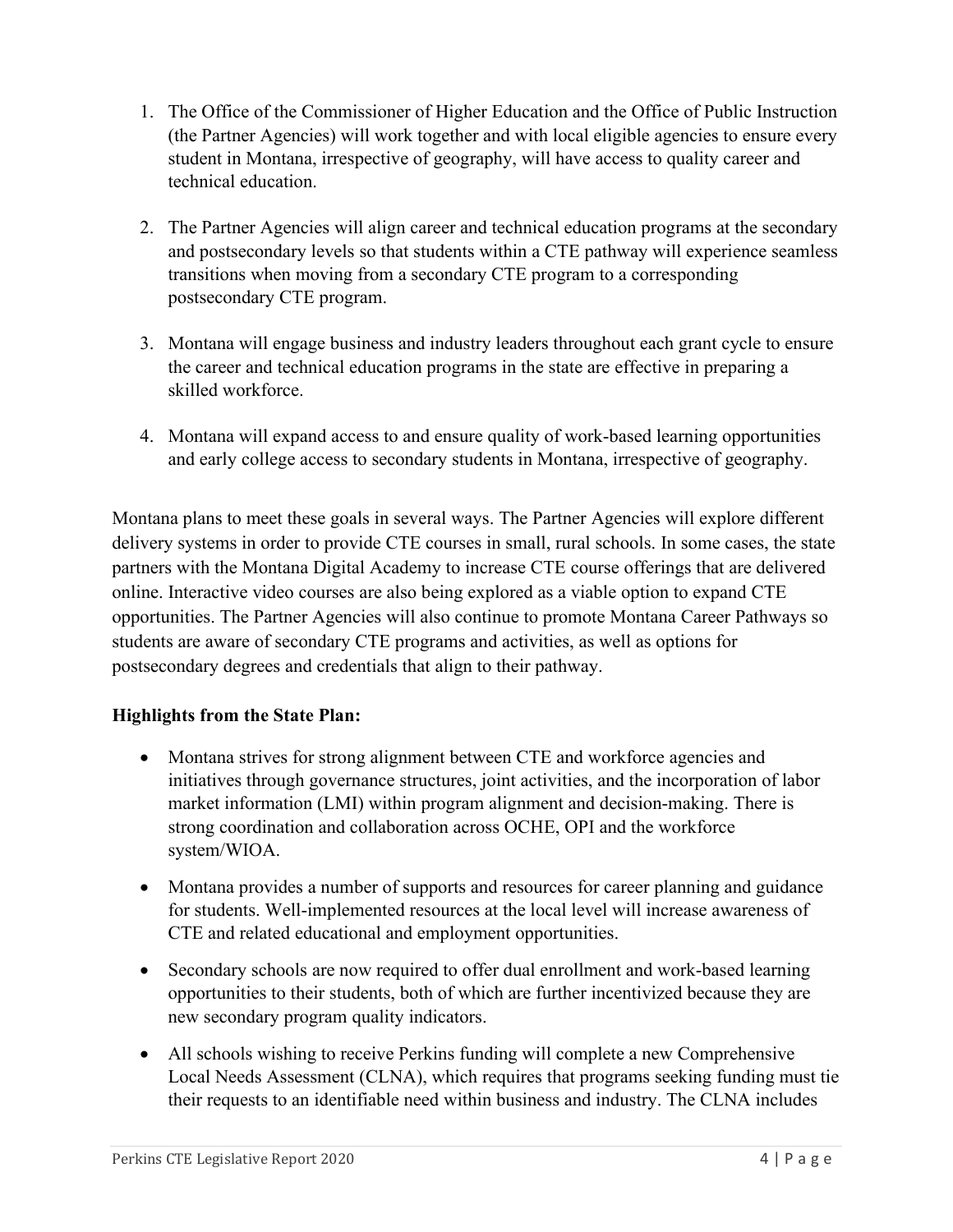1. The Office of the Commissioner of Higher Education and the Office of Public Instruction (the Partner Agencies) will work together and with local eligible agencies to ensure every student in Montana, irrespective of geography, will have access to quality career and technical education.

2. The Partner Agencies will align career and technical education programs at the secondary and postsecondary levels so that students within a CTE pathway will experience seamless transitions when moving from a secondary CTE program to a corresponding postsecondary CTE program.

3. Montana will engage business and industry leaders throughout each grant cycle to ensure the career and technical education programs in the state are effective in preparing a skilled workforce.

4. Montana will expand access to and ensure quality of work-based learning opportunities and early college access to secondary students in Montana, irrespective of geography.

Montana plans to meet these goals in several ways. The Partner Agencies will explore different delivery systems in order to provide CTE courses in small, rural schools. In some cases, the state partners with the Montana Digital Academy to increase CTE course offerings that are delivered online. Interactive video courses are also being explored as a viable option to expand CTE opportunities. The Partner Agencies will also continue to promote Montana Career Pathways so students are aware of secondary CTE programs and activities, as well as options for postsecondary degrees and credentials that align to their pathway.

**Highlights from the State Plan:**

- Montana strives for strong alignment between CTE and workforce agencies and initiatives through governance structures, joint activities, and the incorporation of labor market information (LMI) within program alignment and decision-making. There is strong coordination and collaboration across OCHE, OPI and the workforce system/WIOA.

- Montana provides a number of supports and resources for career planning and guidance for students. Well-implemented resources at the local level will increase awareness of CTE and related educational and employment opportunities.

- Secondary schools are now required to offer dual enrollment and work-based learning opportunities to their students, both of which are further incentivized because they are new secondary program quality indicators.

- All schools wishing to receive Perkins funding will complete a new Comprehensive Local Needs Assessment (CLNA), which requires that programs seeking funding must tie their requests to an identifiable need within business and industry. The CLNA includes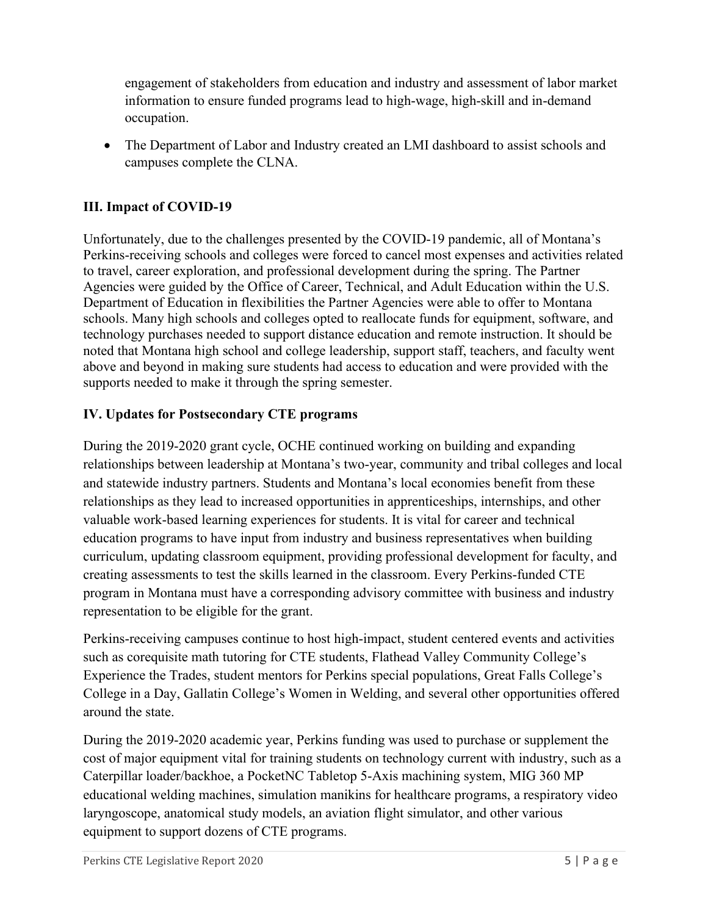engagement of stakeholders from education and industry and assessment of labor market information to ensure funded programs lead to high-wage, high-skill and in-demand occupation.

- The Department of Labor and Industry created an LMI dashboard to assist schools and campuses complete the CLNA.

## III. Impact of COVID-19

Unfortunately, due to the challenges presented by the COVID-19 pandemic, all of Montana's Perkins-receiving schools and colleges were forced to cancel most expenses and activities related to travel, career exploration, and professional development during the spring. The Partner Agencies were guided by the Office of Career, Technical, and Adult Education within the U.S. Department of Education in flexibilities the Partner Agencies were able to offer to Montana schools. Many high schools and colleges opted to reallocate funds for equipment, software, and technology purchases needed to support distance education and remote instruction. It should be noted that Montana high school and college leadership, support staff, teachers, and faculty went above and beyond in making sure students had access to education and were provided with the supports needed to make it through the spring semester.

## IV. Updates for Postsecondary CTE programs

During the 2019-2020 grant cycle, OCHE continued working on building and expanding relationships between leadership at Montana's two-year, community and tribal colleges and local and statewide industry partners. Students and Montana's local economies benefit from these relationships as they lead to increased opportunities in apprenticeships, internships, and other valuable work-based learning experiences for students. It is vital for career and technical education programs to have input from industry and business representatives when building curriculum, updating classroom equipment, providing professional development for faculty, and creating assessments to test the skills learned in the classroom. Every Perkins-funded CTE program in Montana must have a corresponding advisory committee with business and industry representation to be eligible for the grant.

Perkins-receiving campuses continue to host high-impact, student centered events and activities such as corequisite math tutoring for CTE students, Flathead Valley Community College's Experience the Trades, student mentors for Perkins special populations, Great Falls College's College in a Day, Gallatin College's Women in Welding, and several other opportunities offered around the state.

During the 2019-2020 academic year, Perkins funding was used to purchase or supplement the cost of major equipment vital for training students on technology current with industry, such as a Caterpillar loader/backhoe, a PocketNC Tabletop 5-Axis machining system, MIG 360 MP educational welding machines, simulation manikins for healthcare programs, a respiratory video laryngoscope, anatomical study models, an aviation flight simulator, and other various equipment to support dozens of CTE programs.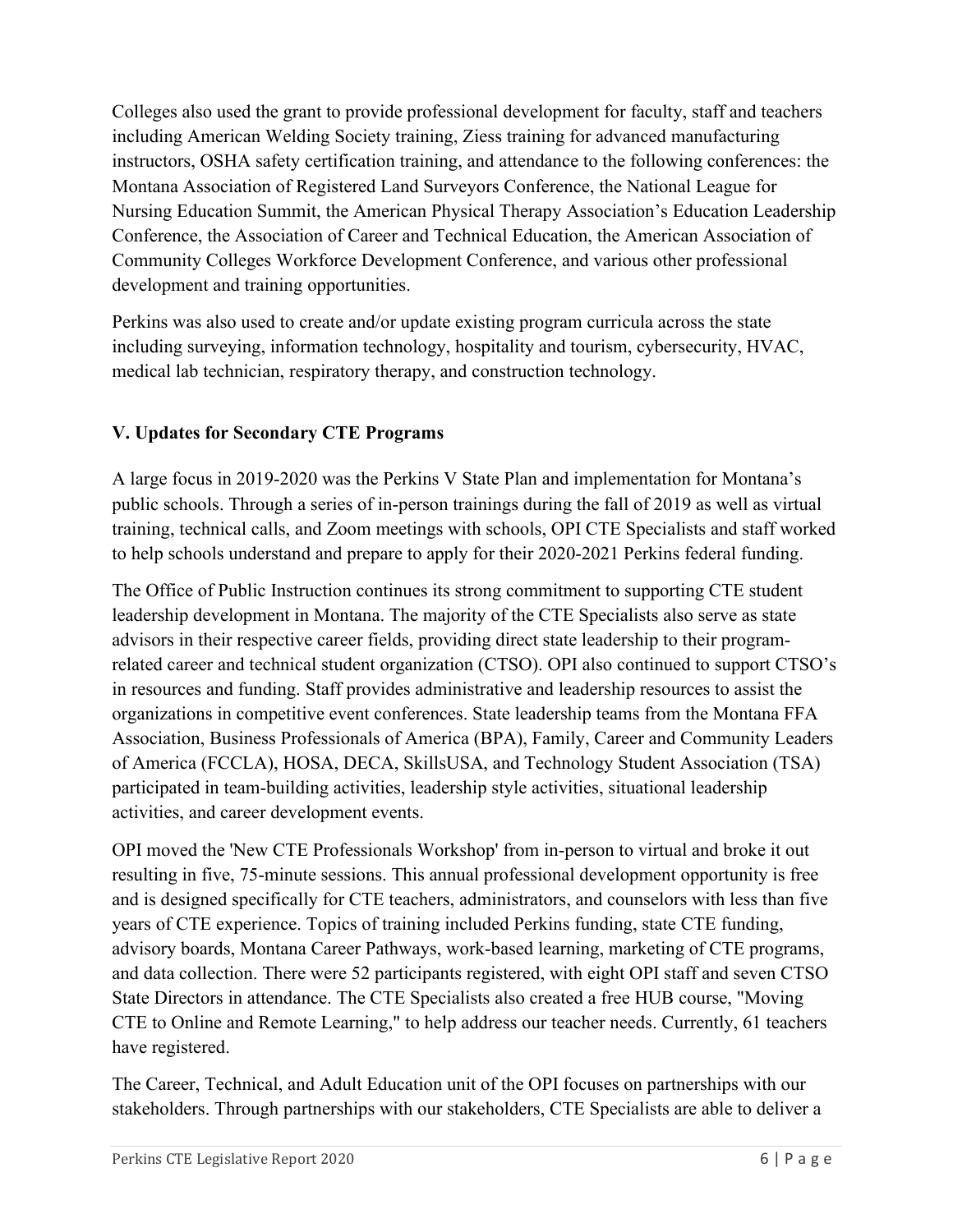Colleges also used the grant to provide professional development for faculty, staff and teachers including American Welding Society training, Ziess training for advanced manufacturing instructors, OSHA safety certification training, and attendance to the following conferences: the Montana Association of Registered Land Surveyors Conference, the National League for Nursing Education Summit, the American Physical Therapy Association's Education Leadership Conference, the Association of Career and Technical Education, the American Association of Community Colleges Workforce Development Conference, and various other professional development and training opportunities.

Perkins was also used to create and/or update existing program curricula across the state including surveying, information technology, hospitality and tourism, cybersecurity, HVAC, medical lab technician, respiratory therapy, and construction technology.

## V. Updates for Secondary CTE Programs

A large focus in 2019-2020 was the Perkins V State Plan and implementation for Montana's public schools. Through a series of in-person trainings during the fall of 2019 as well as virtual training, technical calls, and Zoom meetings with schools, OPI CTE Specialists and staff worked to help schools understand and prepare to apply for their 2020-2021 Perkins federal funding.

The Office of Public Instruction continues its strong commitment to supporting CTE student leadership development in Montana. The majority of the CTE Specialists also serve as state advisors in their respective career fields, providing direct state leadership to their program-related career and technical student organization (CTSO). OPI also continued to support CTSO's in resources and funding. Staff provides administrative and leadership resources to assist the organizations in competitive event conferences. State leadership teams from the Montana FFA Association, Business Professionals of America (BPA), Family, Career and Community Leaders of America (FCCLA), HOSA, DECA, SkillsUSA, and Technology Student Association (TSA) participated in team-building activities, leadership style activities, situational leadership activities, and career development events.

OPI moved the 'New CTE Professionals Workshop' from in-person to virtual and broke it out resulting in five, 75-minute sessions. This annual professional development opportunity is free and is designed specifically for CTE teachers, administrators, and counselors with less than five years of CTE experience. Topics of training included Perkins funding, state CTE funding, advisory boards, Montana Career Pathways, work-based learning, marketing of CTE programs, and data collection. There were 52 participants registered, with eight OPI staff and seven CTSO State Directors in attendance. The CTE Specialists also created a free HUB course, "Moving CTE to Online and Remote Learning," to help address our teacher needs. Currently, 61 teachers have registered.

The Career, Technical, and Adult Education unit of the OPI focuses on partnerships with our stakeholders. Through partnerships with our stakeholders, CTE Specialists are able to deliver a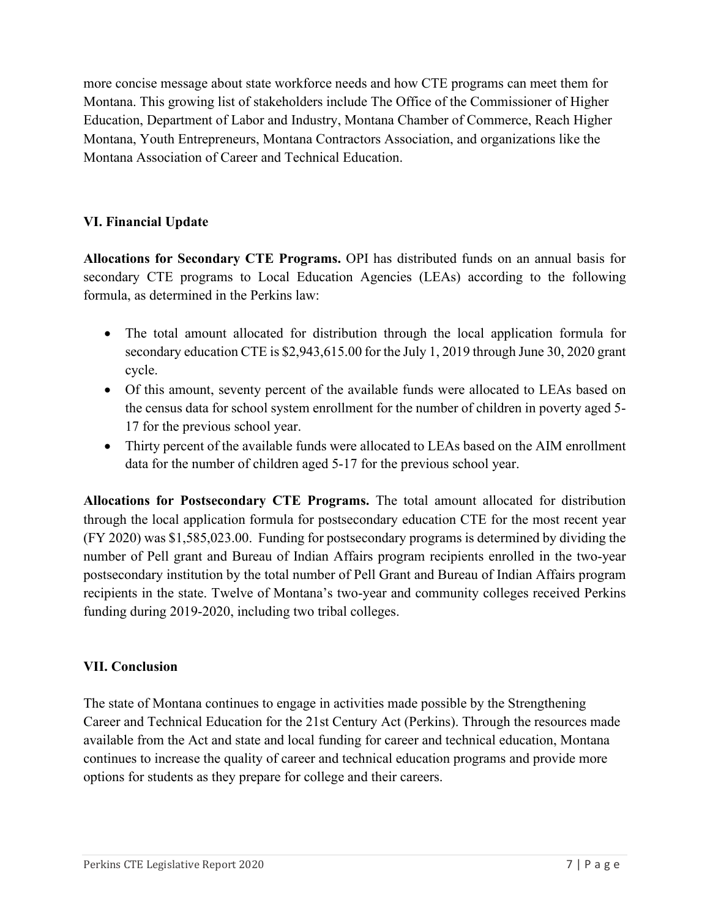more concise message about state workforce needs and how CTE programs can meet them for Montana. This growing list of stakeholders include The Office of the Commissioner of Higher Education, Department of Labor and Industry, Montana Chamber of Commerce, Reach Higher Montana, Youth Entrepreneurs, Montana Contractors Association, and organizations like the Montana Association of Career and Technical Education.

## VI. Financial Update

**Allocations for Secondary CTE Programs.** OPI has distributed funds on an annual basis for secondary CTE programs to Local Education Agencies (LEAs) according to the following formula, as determined in the Perkins law:

- The total amount allocated for distribution through the local application formula for secondary education CTE is $2,943,615.00 for the July 1, 2019 through June 30, 2020 grant cycle.
- Of this amount, seventy percent of the available funds were allocated to LEAs based on the census data for school system enrollment for the number of children in poverty aged 5-17 for the previous school year.
- Thirty percent of the available funds were allocated to LEAs based on the AIM enrollment data for the number of children aged 5-17 for the previous school year.

**Allocations for Postsecondary CTE Programs.** The total amount allocated for distribution through the local application formula for postsecondary education CTE for the most recent year (FY 2020) was $1,585,023.00. Funding for postsecondary programs is determined by dividing the number of Pell grant and Bureau of Indian Affairs program recipients enrolled in the two-year postsecondary institution by the total number of Pell Grant and Bureau of Indian Affairs program recipients in the state. Twelve of Montana's two-year and community colleges received Perkins funding during 2019-2020, including two tribal colleges.

## VII. Conclusion

The state of Montana continues to engage in activities made possible by the Strengthening Career and Technical Education for the 21st Century Act (Perkins). Through the resources made available from the Act and state and local funding for career and technical education, Montana continues to increase the quality of career and technical education programs and provide more options for students as they prepare for college and their careers.